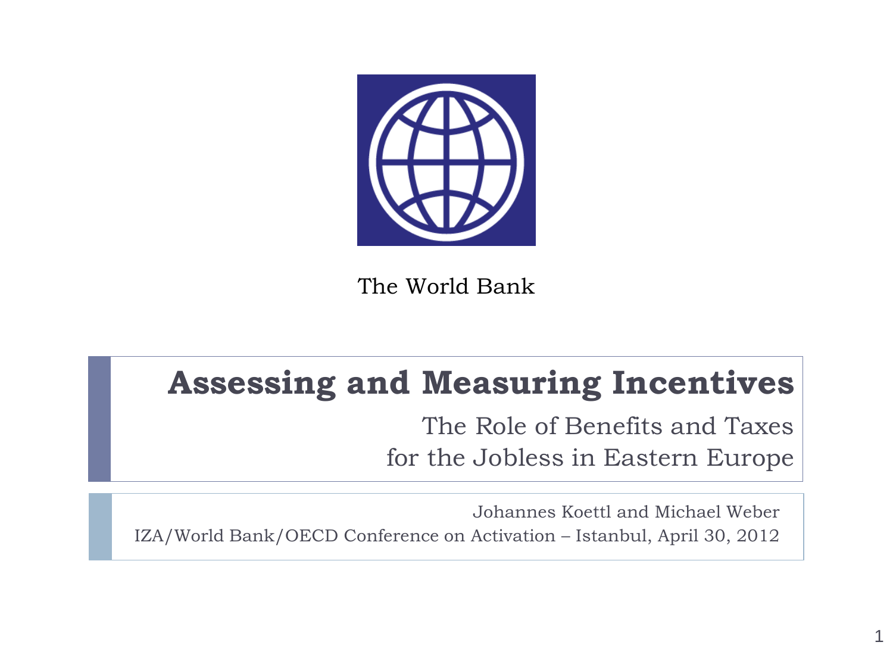The World Bank

# Assessing and Measuring Incentives

## The Role of Benefits and Taxes for the Jobless in Eastern Europe

Johannes Koettl and Michael Weber

IZA/World Bank/OECD Conference on Activation – Istanbul, April 30, 2012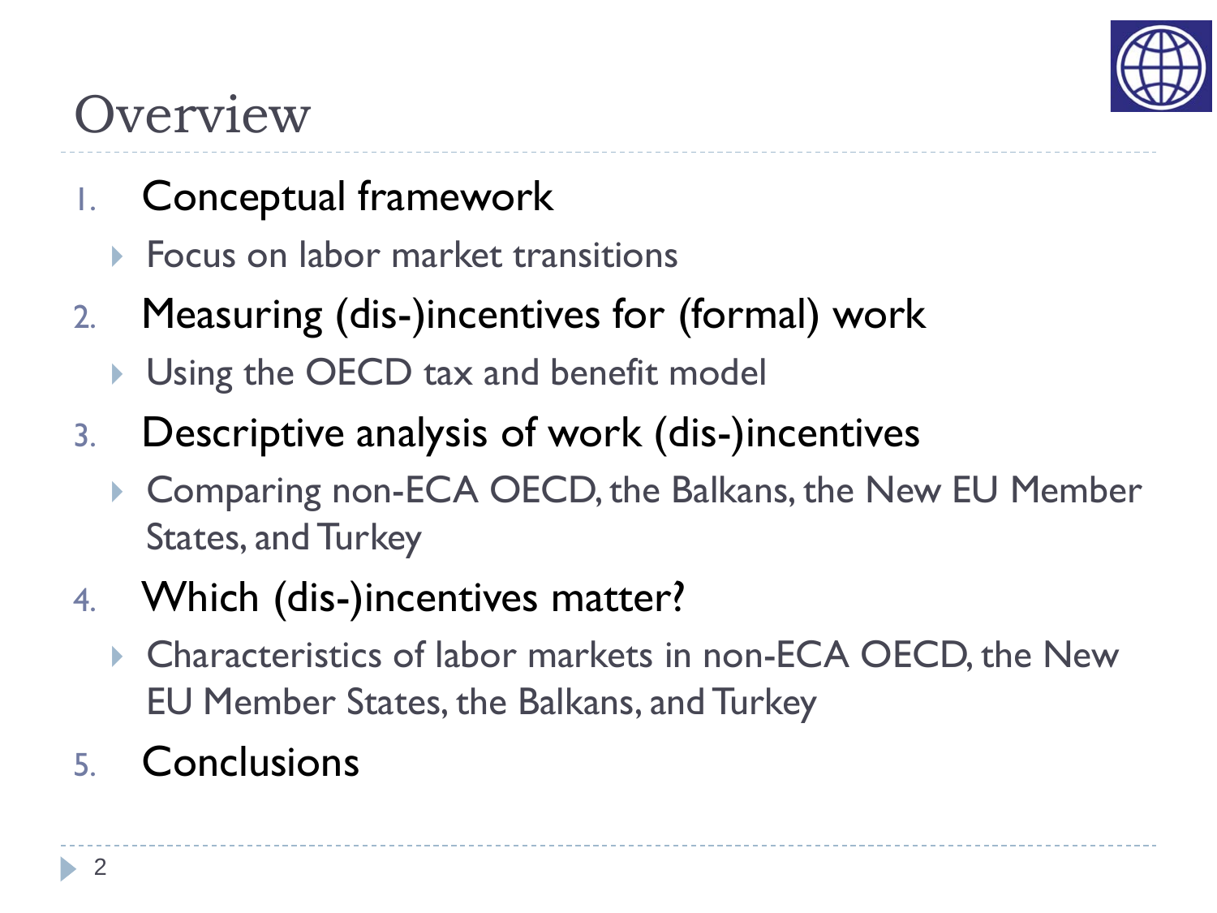# Overview

1. Conceptual framework
   - Focus on labor market transitions
2. Measuring (dis-)incentives for (formal) work
   - Using the OECD tax and benefit model
3. Descriptive analysis of work (dis-)incentives
   - Comparing non-ECA OECD, the Balkans, the New EU Member States, and Turkey
4. Which (dis-)incentives matter?
   - Characteristics of labor markets in non-ECA OECD, the New EU Member States, the Balkans, and Turkey
5. Conclusions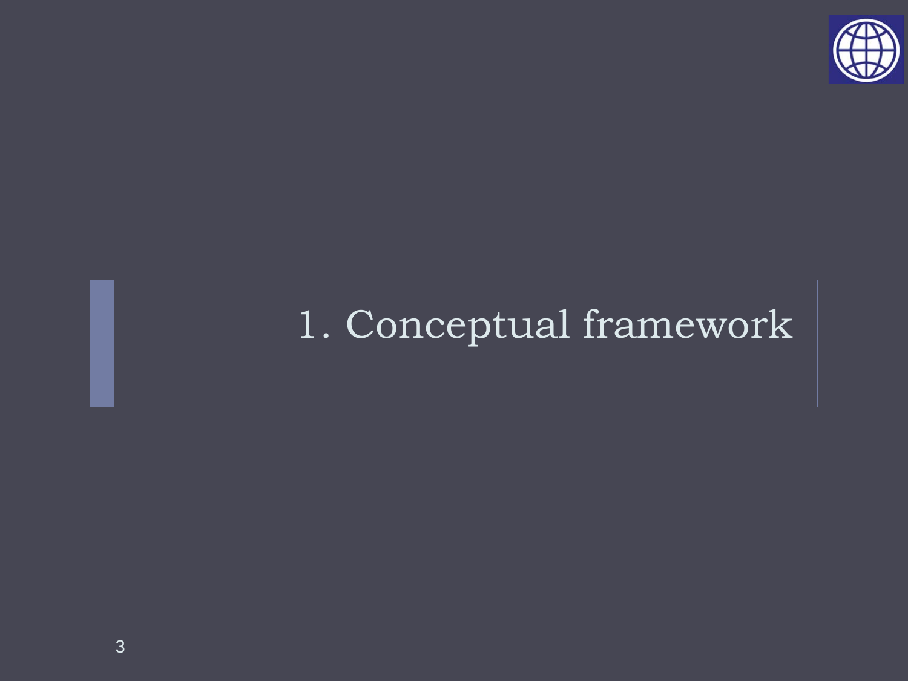# 1. Conceptual framework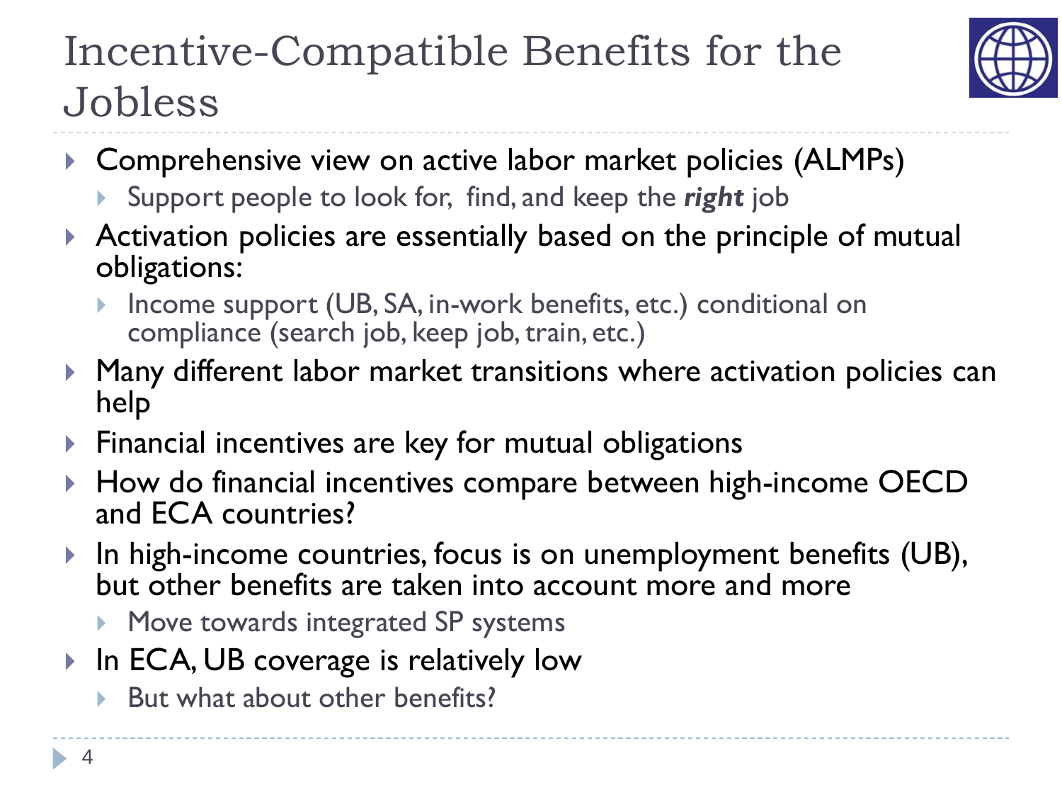# Incentive-Compatible Benefits for the Jobless

- Comprehensive view on active labor market policies (ALMPs)
  - Support people to look for, find, and keep the ***right*** job
- Activation policies are essentially based on the principle of mutual obligations:
  - Income support (UB, SA, in-work benefits, etc.) conditional on compliance (search job, keep job, train, etc.)
- Many different labor market transitions where activation policies can help
- Financial incentives are key for mutual obligations
- How do financial incentives compare between high-income OECD and ECA countries?
- In high-income countries, focus is on unemployment benefits (UB), but other benefits are taken into account more and more
  - Move towards integrated SP systems
- In ECA, UB coverage is relatively low
  - But what about other benefits?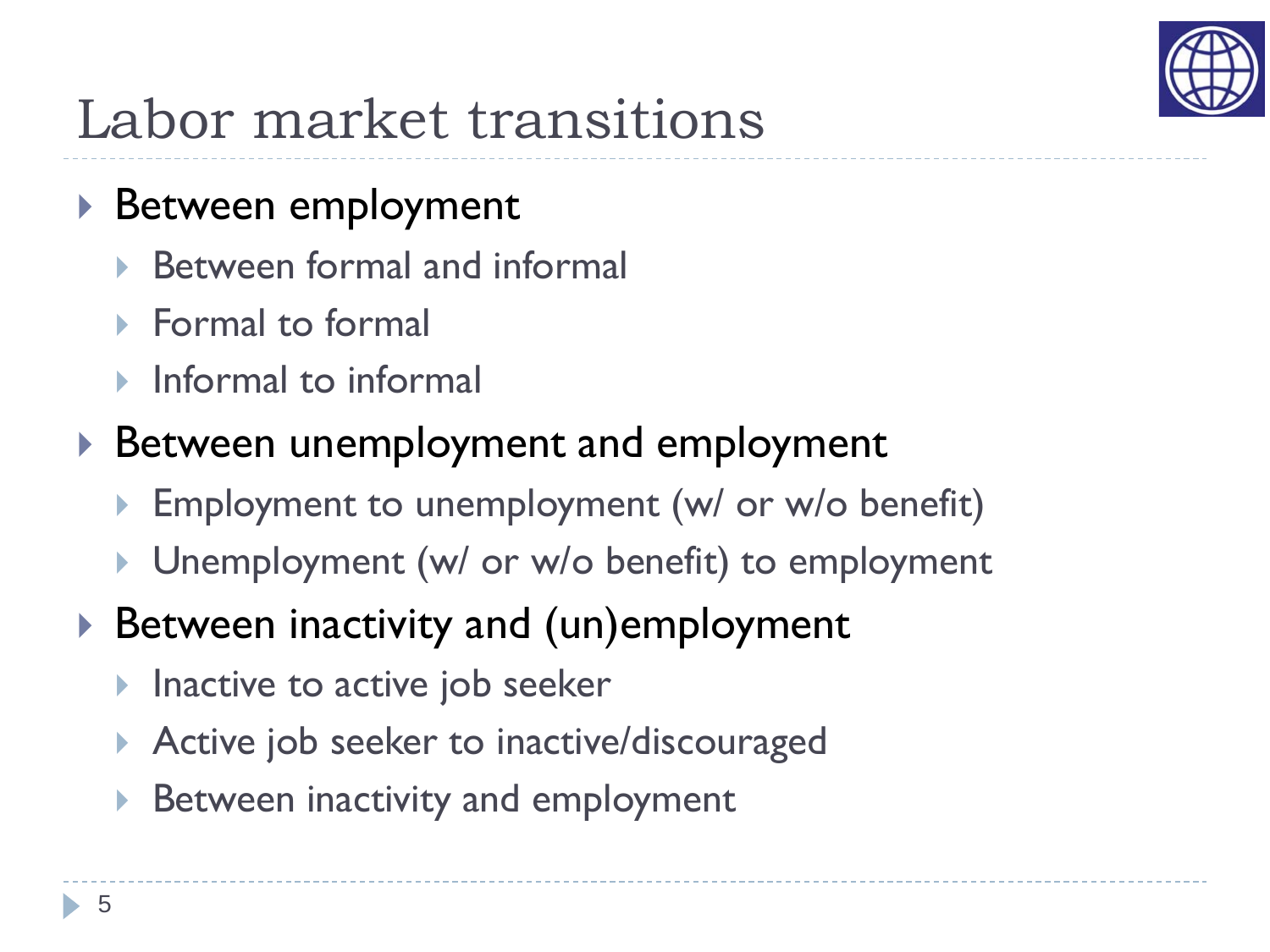# Labor market transitions

- Between employment
  - Between formal and informal
  - Formal to formal
  - Informal to informal
- Between unemployment and employment
  - Employment to unemployment (w/ or w/o benefit)
  - Unemployment (w/ or w/o benefit) to employment
- Between inactivity and (un)employment
  - Inactive to active job seeker
  - Active job seeker to inactive/discouraged
  - Between inactivity and employment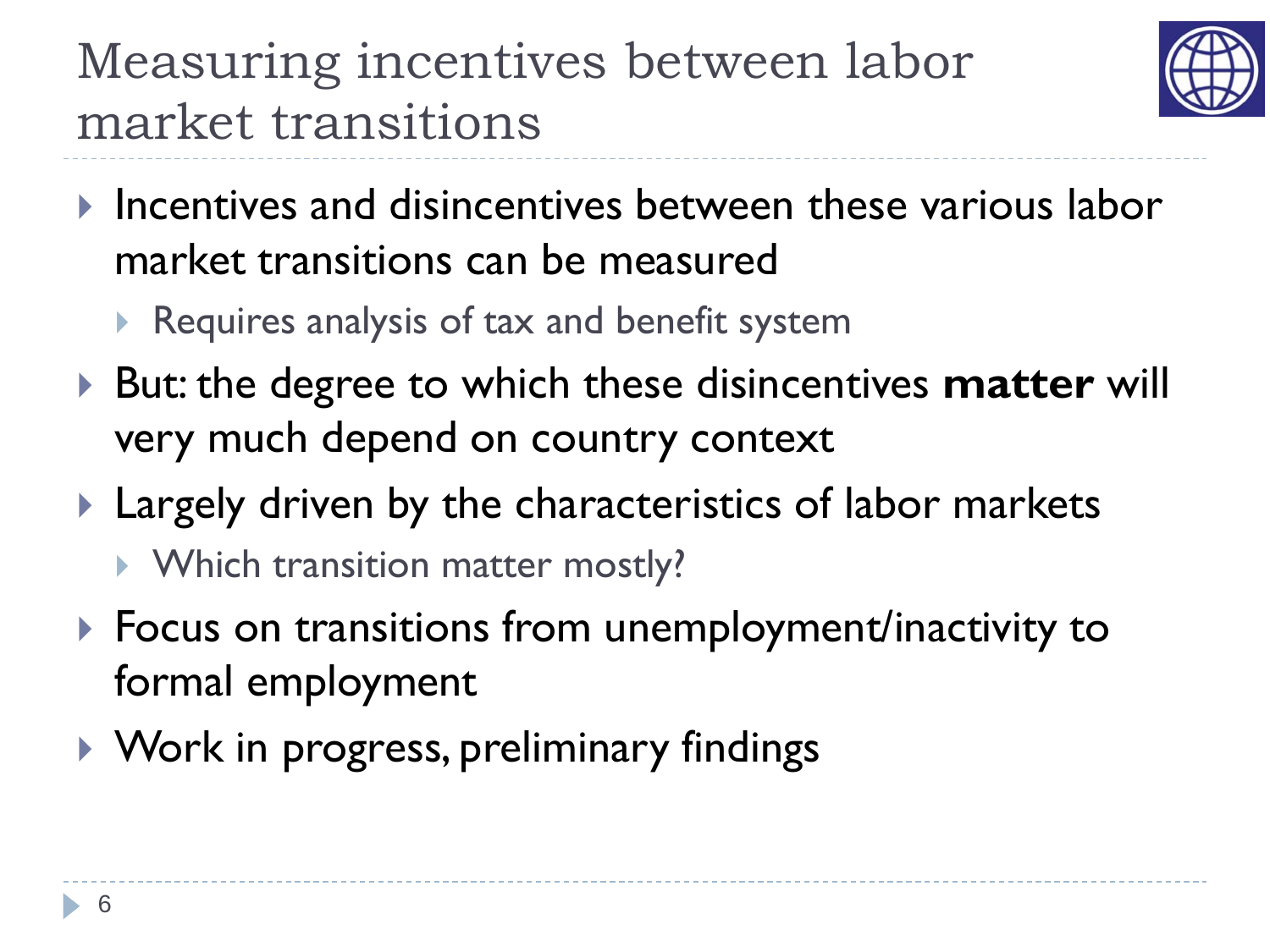# Measuring incentives between labor market transitions

- Incentives and disincentives between these various labor market transitions can be measured
  - Requires analysis of tax and benefit system
- But: the degree to which these disincentives **matter** will very much depend on country context
- Largely driven by the characteristics of labor markets
  - Which transition matter mostly?
- Focus on transitions from unemployment/inactivity to formal employment
- Work in progress, preliminary findings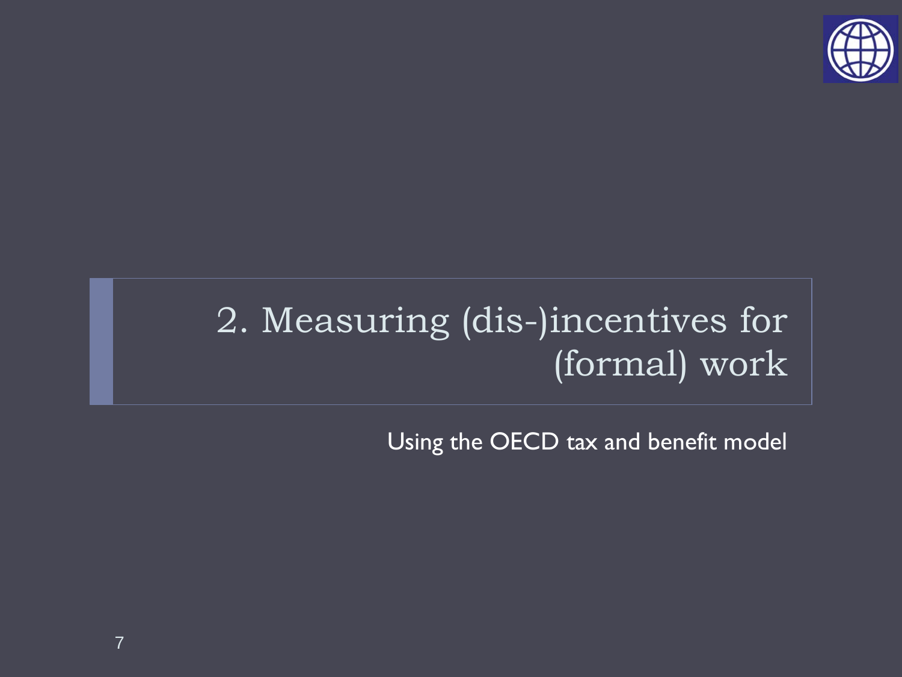# 2. Measuring (dis-)incentives for (formal) work

Using the OECD tax and benefit model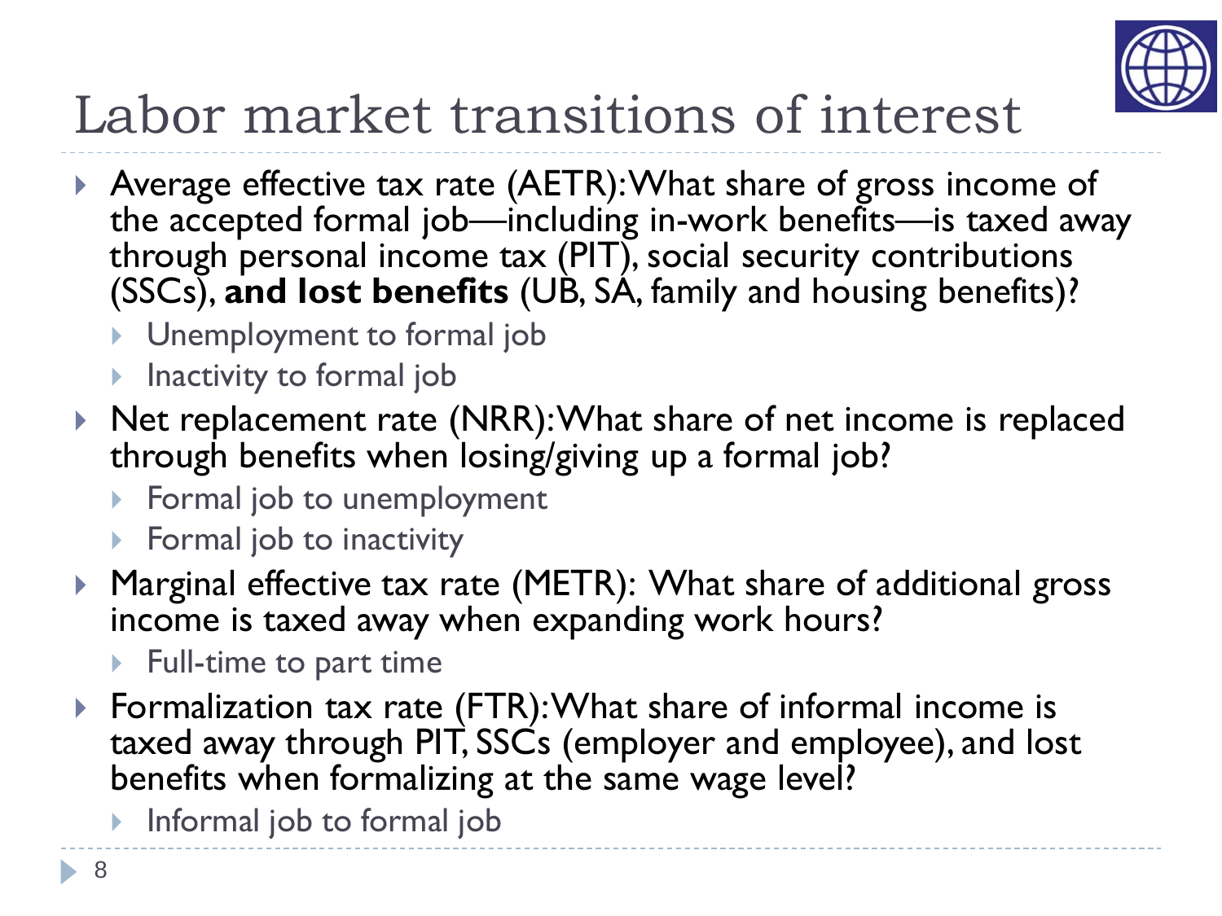# Labor market transitions of interest

- Average effective tax rate (AETR): What share of gross income of the accepted formal job—including in-work benefits—is taxed away through personal income tax (PIT), social security contributions (SSCs), **and lost benefits** (UB, SA, family and housing benefits)?
  - Unemployment to formal job
  - Inactivity to formal job
- Net replacement rate (NRR): What share of net income is replaced through benefits when losing/giving up a formal job?
  - Formal job to unemployment
  - Formal job to inactivity
- Marginal effective tax rate (METR): What share of additional gross income is taxed away when expanding work hours?
  - Full-time to part time
- Formalization tax rate (FTR): What share of informal income is taxed away through PIT, SSCs (employer and employee), and lost benefits when formalizing at the same wage level?
  - Informal job to formal job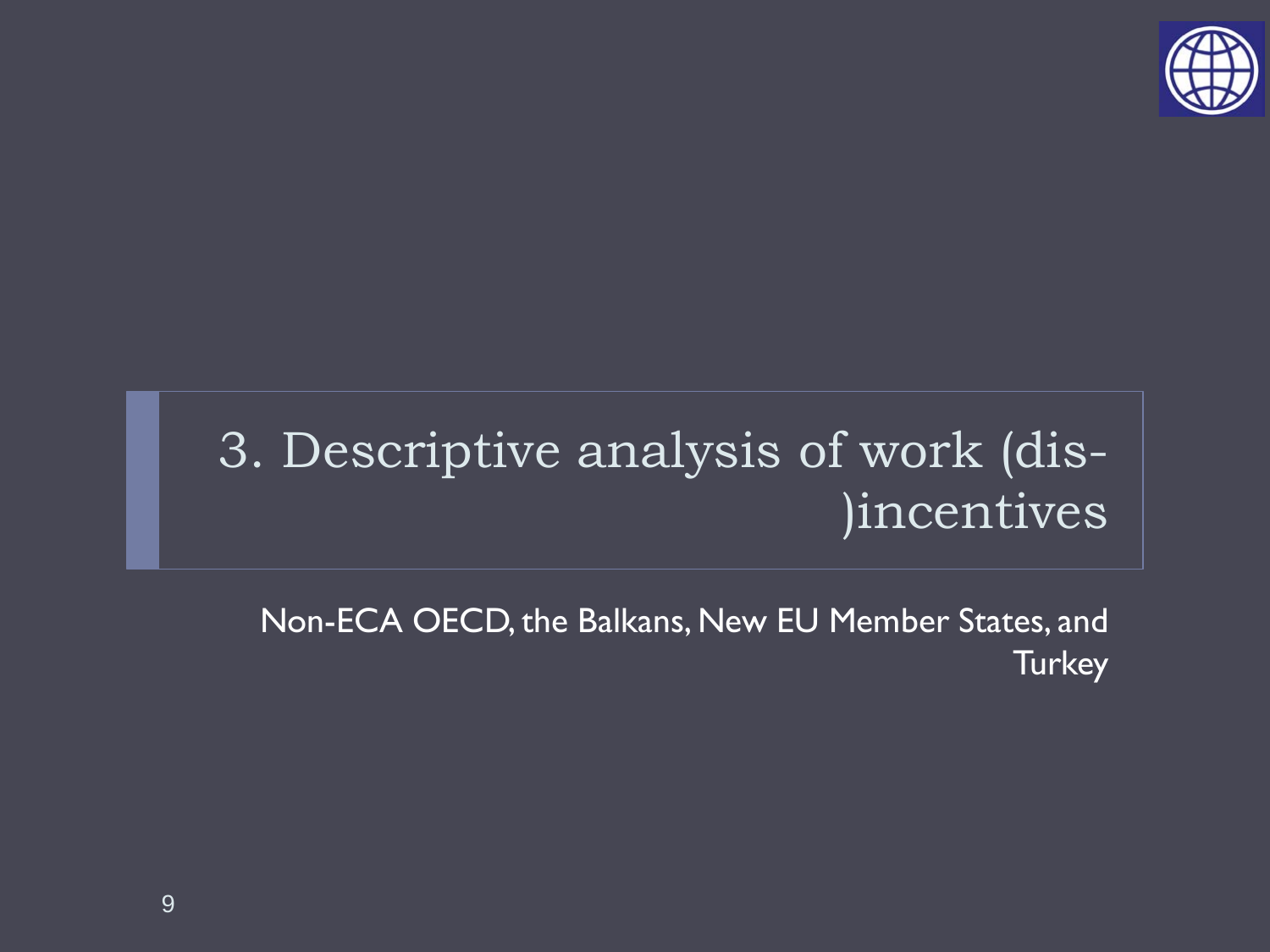# 3. Descriptive analysis of work (dis-)incentives

Non-ECA OECD, the Balkans, New EU Member States, and Turkey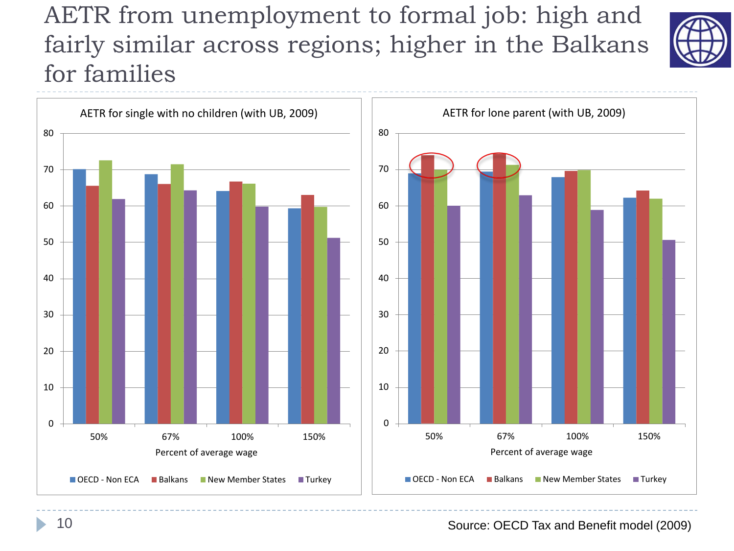# AETR from unemployment to formal job: high and fairly similar across regions; higher in the Balkans for families

**AETR for single with no children (with UB, 2009)**

| Percent of average wage | OECD - Non ECA | Balkans | New Member States | Turkey |
|---|---|---|---|---|
| 50% | 70 | 65.5 | 72.5 | 62 |
| 67% | 68.5 | 66 | 71.5 | 64 |
| 100% | 64 | 66.5 | 66 | 60 |
| 150% | 59 | 63 | 59.5 | 51 |

**AETR for lone parent (with UB, 2009)**

| Percent of average wage | OECD - Non ECA | Balkans | New Member States | Turkey |
|---|---|---|---|---|
| 50% | 69 | 74 | 70 | 60 |
| 67% | 69.5 | 74.5 | 71 | 63 |
| 100% | 68 | 69.5 | 70 | 59 |
| 150% | 62 | 64 | 62 | 50.5 |

Source: OECD Tax and Benefit model (2009)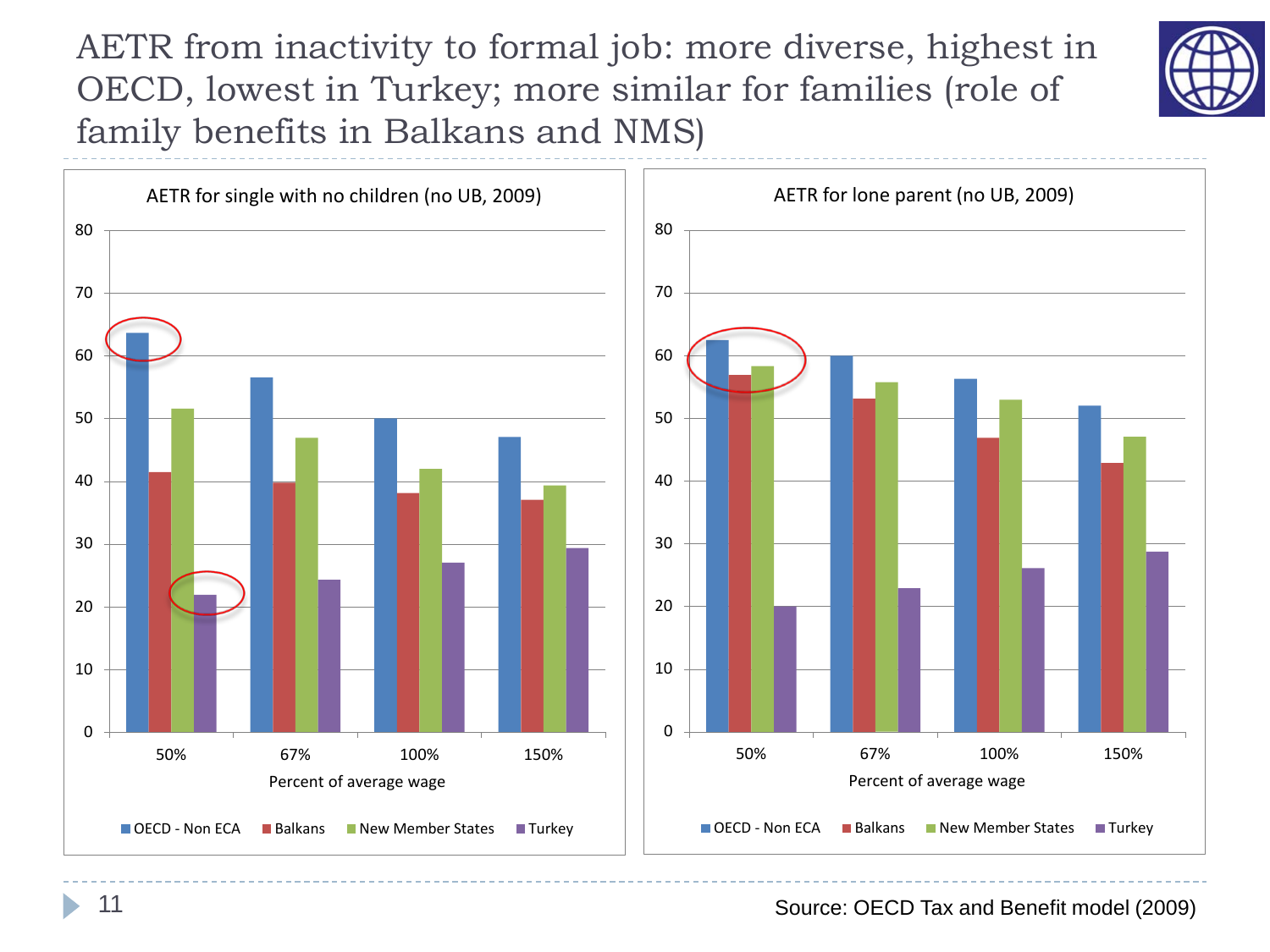# AETR from inactivity to formal job: more diverse, highest in OECD, lowest in Turkey; more similar for families (role of family benefits in Balkans and NMS)

**AETR for single with no children (no UB, 2009)**

| Percent of average wage | OECD - Non ECA | Balkans | New Member States | Turkey |
|---|---|---|---|---|
| 50% | 63.6 | 41.4 | 51.5 | 21.9 |
| 67% | 56.5 | 39.8 | 46.9 | 24.3 |
| 100% | 50.0 | 38.1 | 41.9 | 27.0 |
| 150% | 47.0 | 37.0 | 39.3 | 29.3 |

**AETR for lone parent (no UB, 2009)**

| Percent of average wage | OECD - Non ECA | Balkans | New Member States | Turkey |
|---|---|---|---|---|
| 50% | 62.4 | 56.9 | 58.3 | 20.0 |
| 67% | 60.0 | 53.1 | 55.7 | 22.8 |
| 100% | 56.2 | 46.8 | 52.9 | 26.0 |
| 150% | 51.9 | 42.8 | 47.0 | 28.7 |

Source: OECD Tax and Benefit model (2009)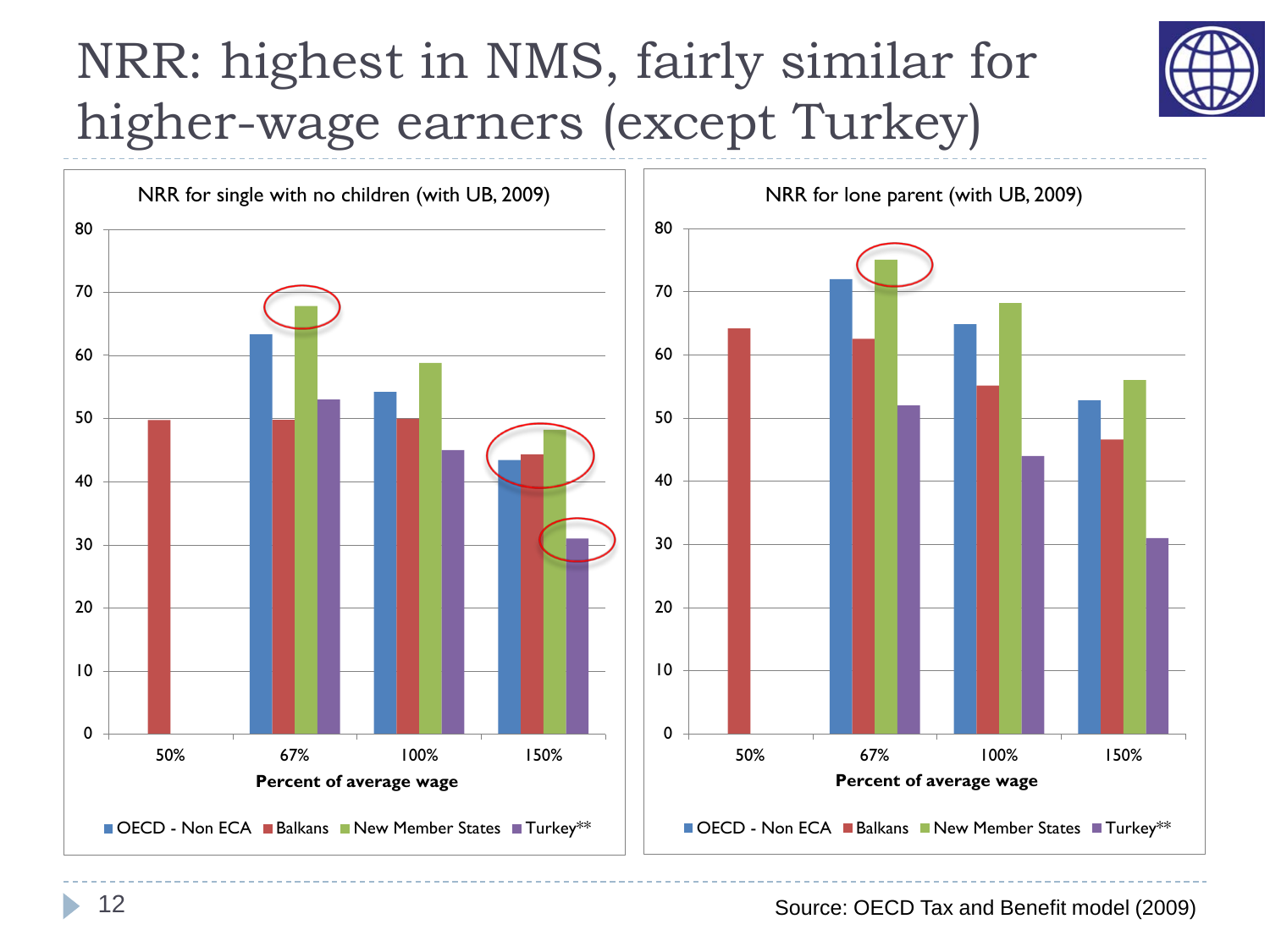# NRR: highest in NMS, fairly similar for higher-wage earners (except Turkey)

NRR for single with no children (with UB, 2009)

| Percent of average wage | OECD - Non ECA | Balkans | New Member States | Turkey** |
|---|---|---|---|---|
| 50% | | 49.7 | | |
| 67% | 63.3 | 49.8 | 67.8 | 53.0 |
| 100% | 54.2 | 50.0 | 58.8 | 45.0 |
| 150% | 43.4 | 44.3 | 48.2 | 31.0 |

NRR for lone parent (with UB, 2009)

| Percent of average wage | OECD - Non ECA | Balkans | New Member States | Turkey** |
|---|---|---|---|---|
| 50% | | 64.2 | | |
| 67% | 72.0 | 62.5 | 75.1 | 52.0 |
| 100% | 64.9 | 55.1 | 68.2 | 44.0 |
| 150% | 52.8 | 46.6 | 56.0 | 31.0 |

Source: OECD Tax and Benefit model (2009)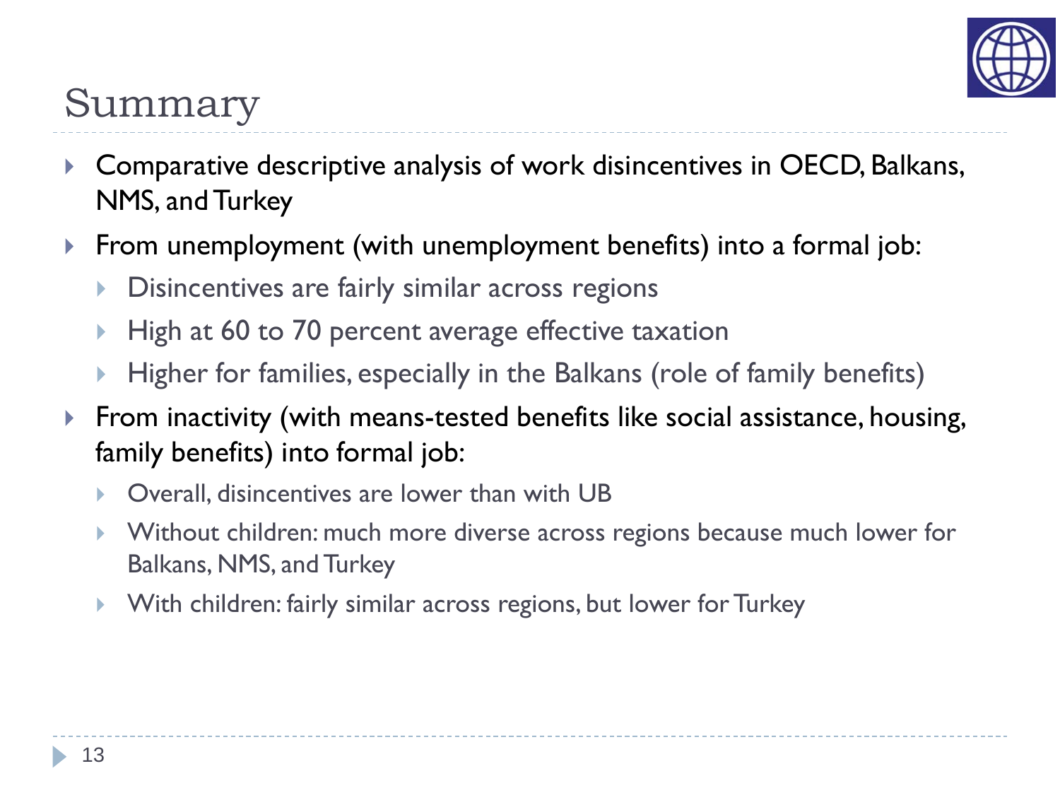# Summary

- Comparative descriptive analysis of work disincentives in OECD, Balkans, NMS, and Turkey
- From unemployment (with unemployment benefits) into a formal job:
  - Disincentives are fairly similar across regions
  - High at 60 to 70 percent average effective taxation
  - Higher for families, especially in the Balkans (role of family benefits)
- From inactivity (with means-tested benefits like social assistance, housing, family benefits) into formal job:
  - Overall, disincentives are lower than with UB
  - Without children: much more diverse across regions because much lower for Balkans, NMS, and Turkey
  - With children: fairly similar across regions, but lower for Turkey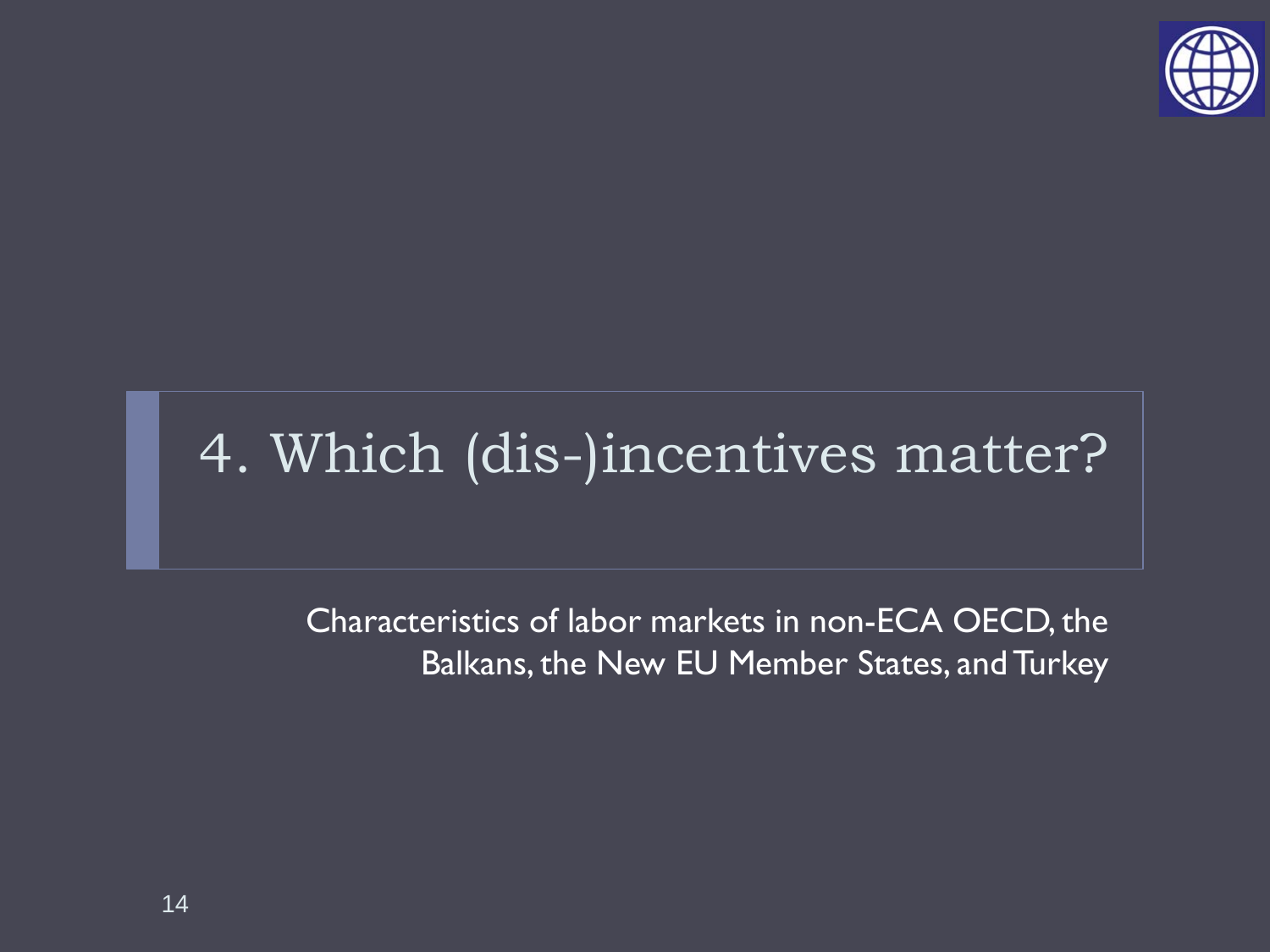# 4. Which (dis-)incentives matter?

Characteristics of labor markets in non-ECA OECD, the Balkans, the New EU Member States, and Turkey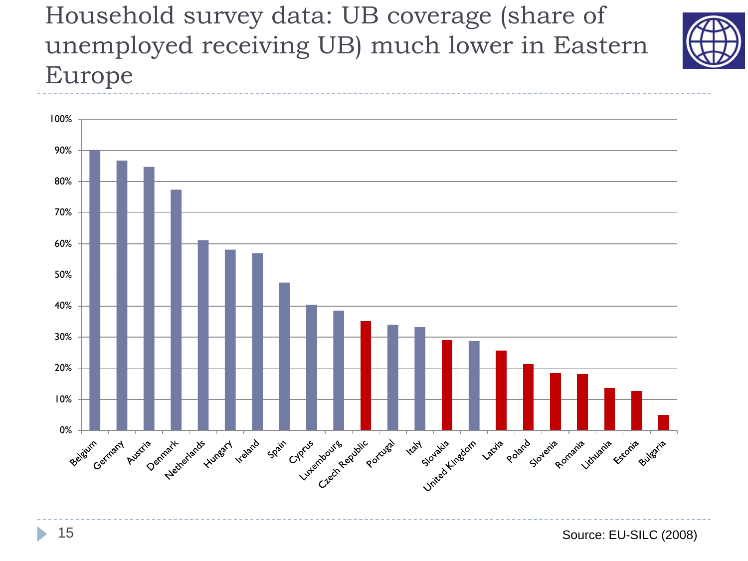# Household survey data: UB coverage (share of unemployed receiving UB) much lower in Eastern Europe

Source: EU-SILC (2008)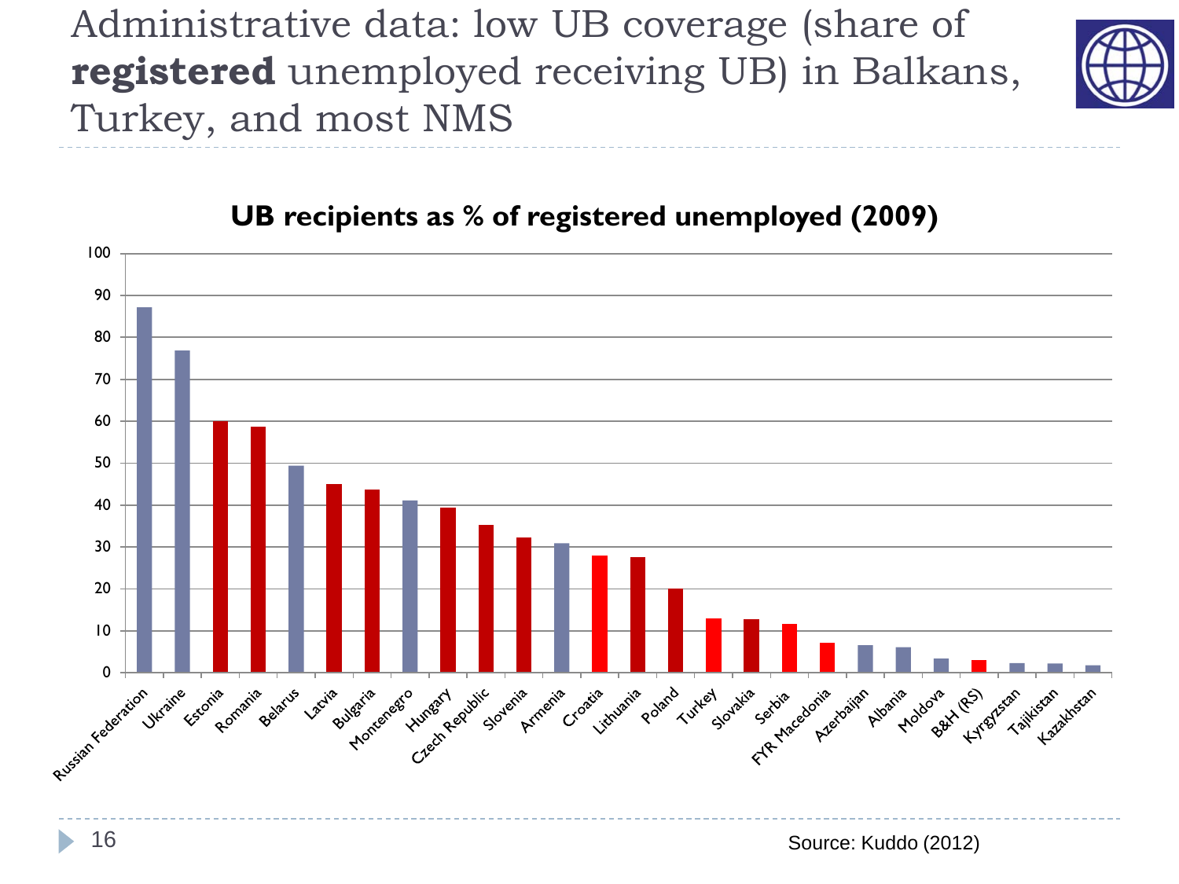# Administrative data: low UB coverage (share of **registered** unemployed receiving UB) in Balkans, Turkey, and most NMS

**UB recipients as % of registered unemployed (2009)**

| Country | % |
|---|---|
| Russian Federation | 87 |
| Ukraine | 77 |
| Estonia | 60 |
| Romania | 59 |
| Belarus | 49 |
| Latvia | 45 |
| Bulgaria | 44 |
| Montenegro | 41 |
| Hungary | 39 |
| Czech Republic | 35 |
| Slovenia | 32 |
| Armenia | 31 |
| Croatia | 28 |
| Lithuania | 28 |
| Poland | 20 |
| Turkey | 13 |
| Slovakia | 13 |
| Serbia | 12 |
| FYR Macedonia | 7 |
| Azerbaijan | 7 |
| Albania | 6 |
| Moldova | 3 |
| B&H (RS) | 3 |
| Kyrgyzstan | 2 |
| Tajikistan | 2 |
| Kazakhstan | 2 |

Source: Kuddo (2012)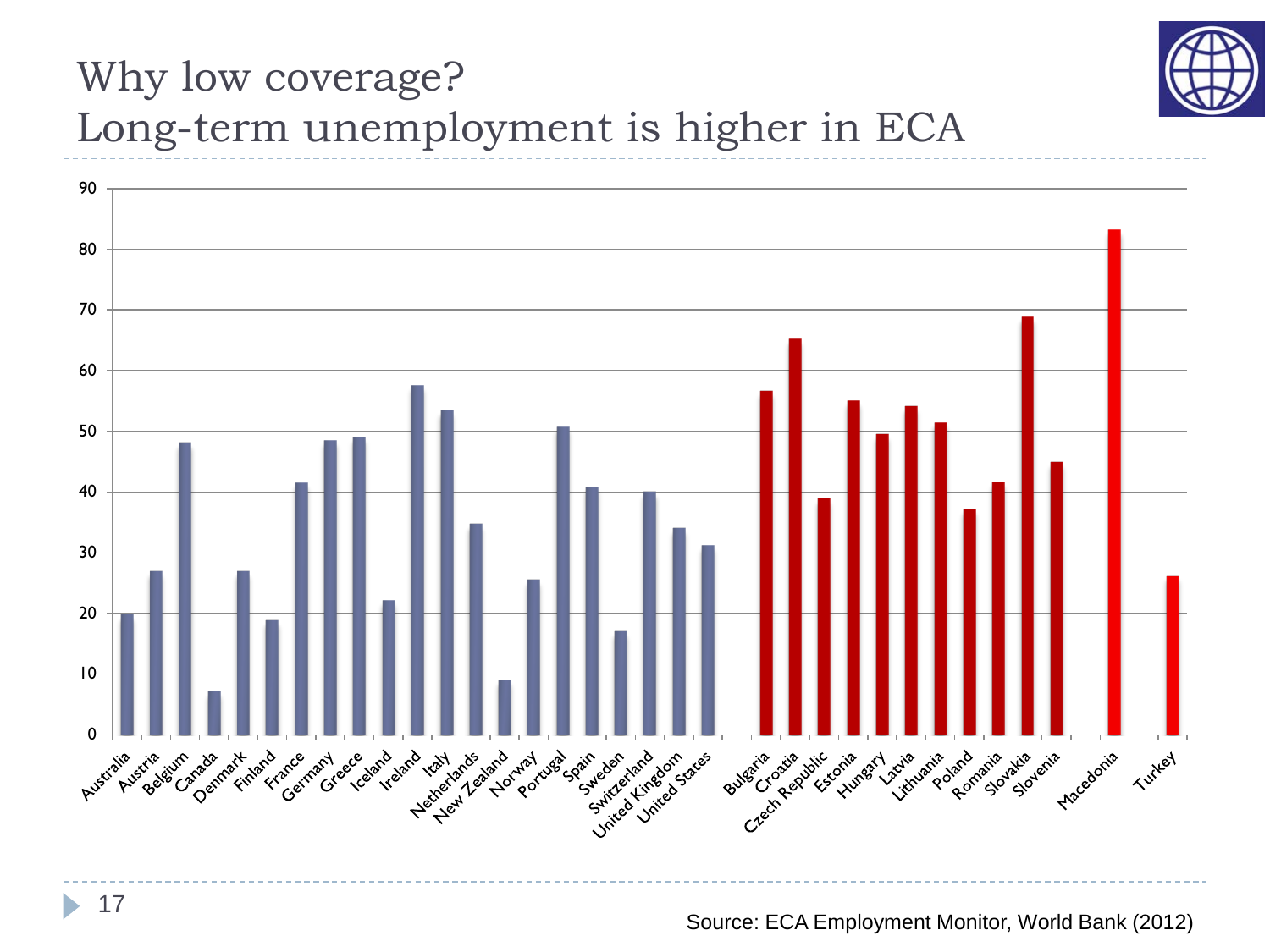# Why low coverage?
# Long-term unemployment is higher in ECA

| Country | Value |
|---|---|
| Australia | 20 |
| Austria | 27 |
| Belgium | 48 |
| Canada | 7 |
| Denmark | 27 |
| Finland | 19 |
| France | 41.5 |
| Germany | 48.5 |
| Greece | 49 |
| Iceland | 22 |
| Ireland | 57.5 |
| Italy | 53.5 |
| Netherlands | 35 |
| New Zealand | 9 |
| Norway | 25.5 |
| Portugal | 50.5 |
| Spain | 41 |
| Sweden | 17 |
| Switzerland | 40 |
| United Kingdom | 34 |
| United States | 31 |
| Bulgaria | 56.5 |
| Croatia | 65 |
| Czech Republic | 39 |
| Estonia | 55 |
| Hungary | 49.5 |
| Latvia | 54 |
| Lithuania | 51.5 |
| Poland | 37 |
| Romania | 41.5 |
| Slovakia | 69 |
| Slovenia | 45 |
| Macedonia | 83 |
| Turkey | 26 |

Source: ECA Employment Monitor, World Bank (2012)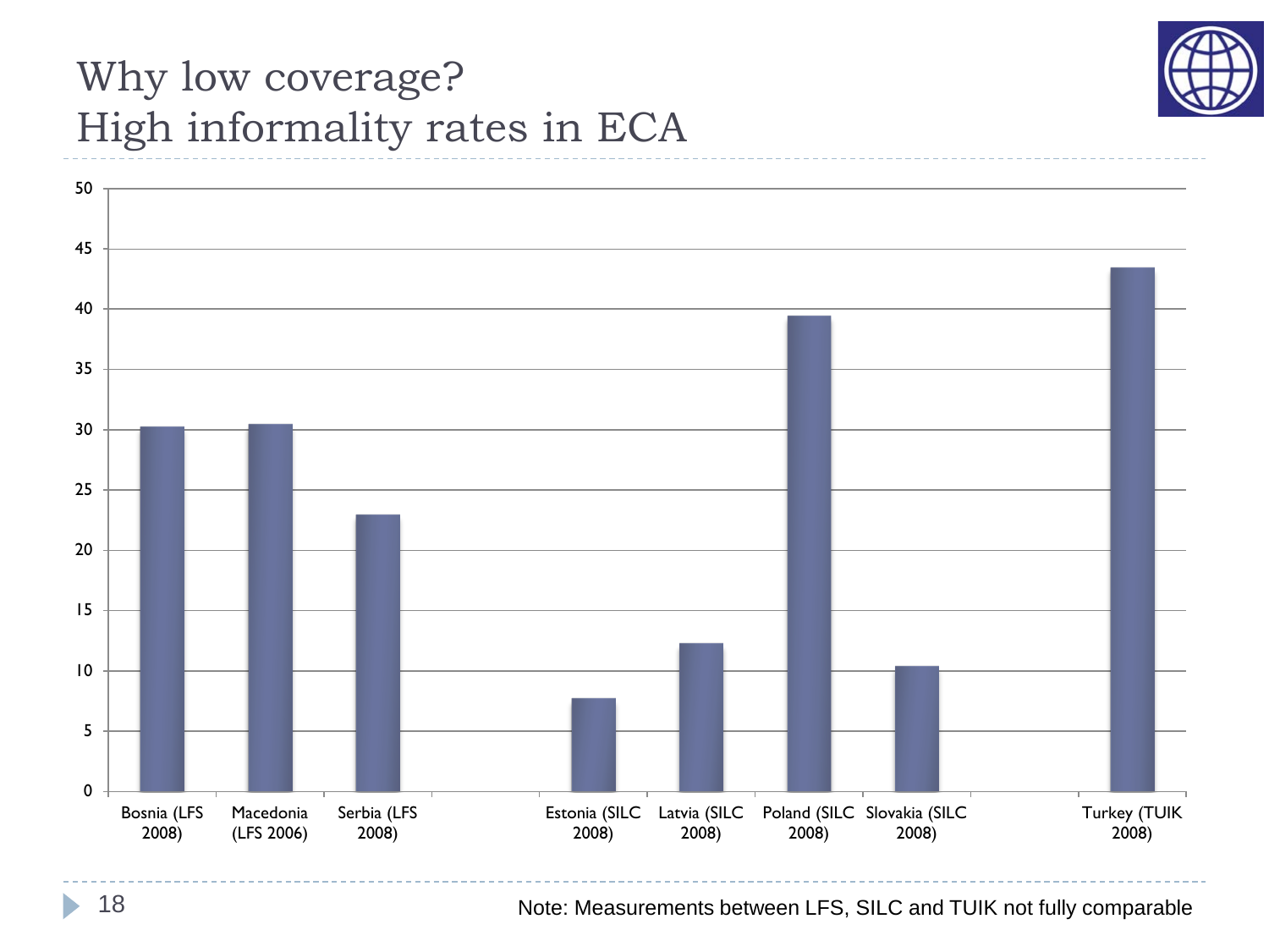# Why low coverage?
## High informality rates in ECA

| Country | Value |
|---|---|
| Bosnia (LFS 2008) | 30.2 |
| Macedonia (LFS 2006) | 30.4 |
| Serbia (LFS 2008) | 22.9 |
| Estonia (SILC 2008) | 7.7 |
| Latvia (SILC 2008) | 12.3 |
| Poland (SILC 2008) | 39.4 |
| Slovakia (SILC 2008) | 10.4 |
| Turkey (TUIK 2008) | 43.4 |

Note: Measurements between LFS, SILC and TUIK not fully comparable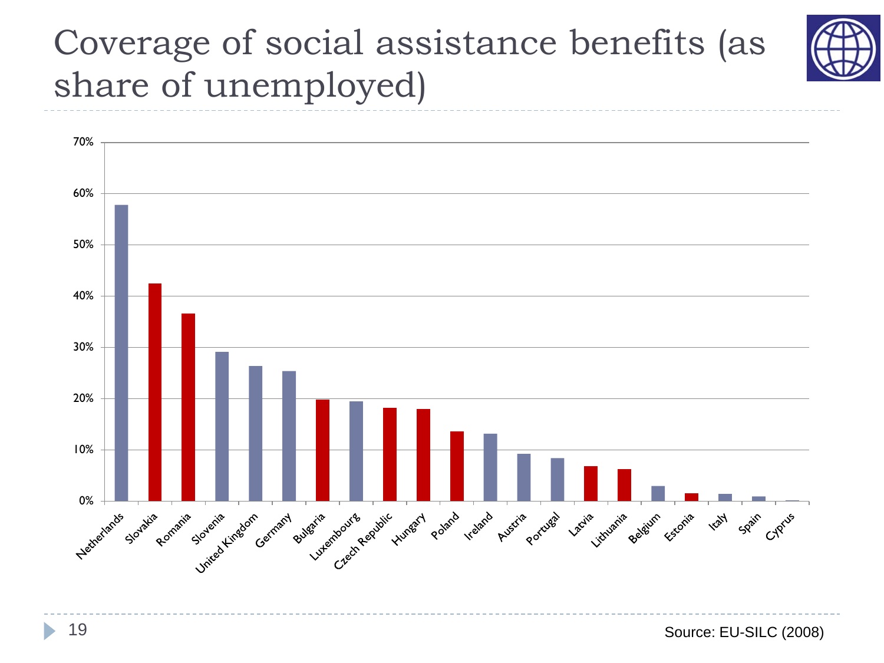# Coverage of social assistance benefits (as share of unemployed)

| Country | Coverage |
| --- | --- |
| Netherlands | 58% |
| Slovakia | 42% |
| Romania | 37% |
| Slovenia | 29% |
| United Kingdom | 26% |
| Germany | 25% |
| Bulgaria | 20% |
| Luxembourg | 19% |
| Czech Republic | 18% |
| Hungary | 18% |
| Poland | 14% |
| Ireland | 13% |
| Austria | 9% |
| Portugal | 8% |
| Latvia | 7% |
| Lithuania | 6% |
| Belgium | 3% |
| Estonia | 2% |
| Italy | 1% |
| Spain | 1% |
| Cyprus | 0% |

Source: EU-SILC (2008)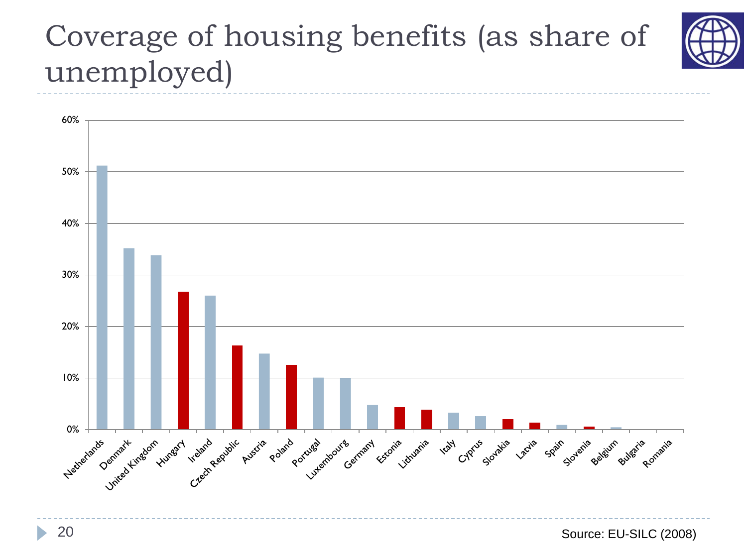# Coverage of housing benefits (as share of unemployed)

| Country | Coverage |
|---|---|
| Netherlands | ~51% |
| Denmark | ~35% |
| United Kingdom | ~34% |
| Hungary | ~27% |
| Ireland | ~26% |
| Czech Republic | ~16% |
| Austria | ~15% |
| Poland | ~12% |
| Portugal | ~10% |
| Luxembourg | ~10% |
| Germany | ~5% |
| Estonia | ~4% |
| Lithuania | ~4% |
| Italy | ~3% |
| Cyprus | ~3% |
| Slovakia | ~2% |
| Latvia | ~1% |
| Spain | ~1% |
| Slovenia | ~1% |
| Belgium | ~0% |
| Bulgaria | 0% |
| Romania | 0% |

Source: EU-SILC (2008)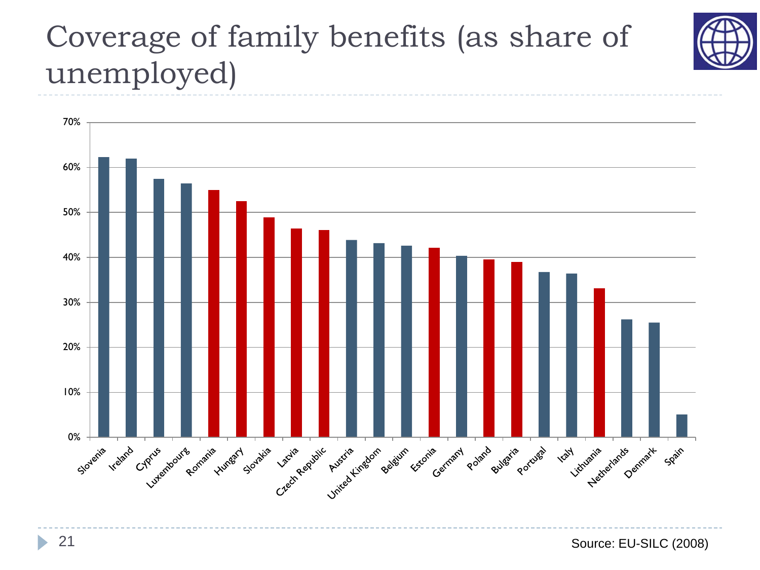# Coverage of family benefits (as share of unemployed)

Source: EU-SILC (2008)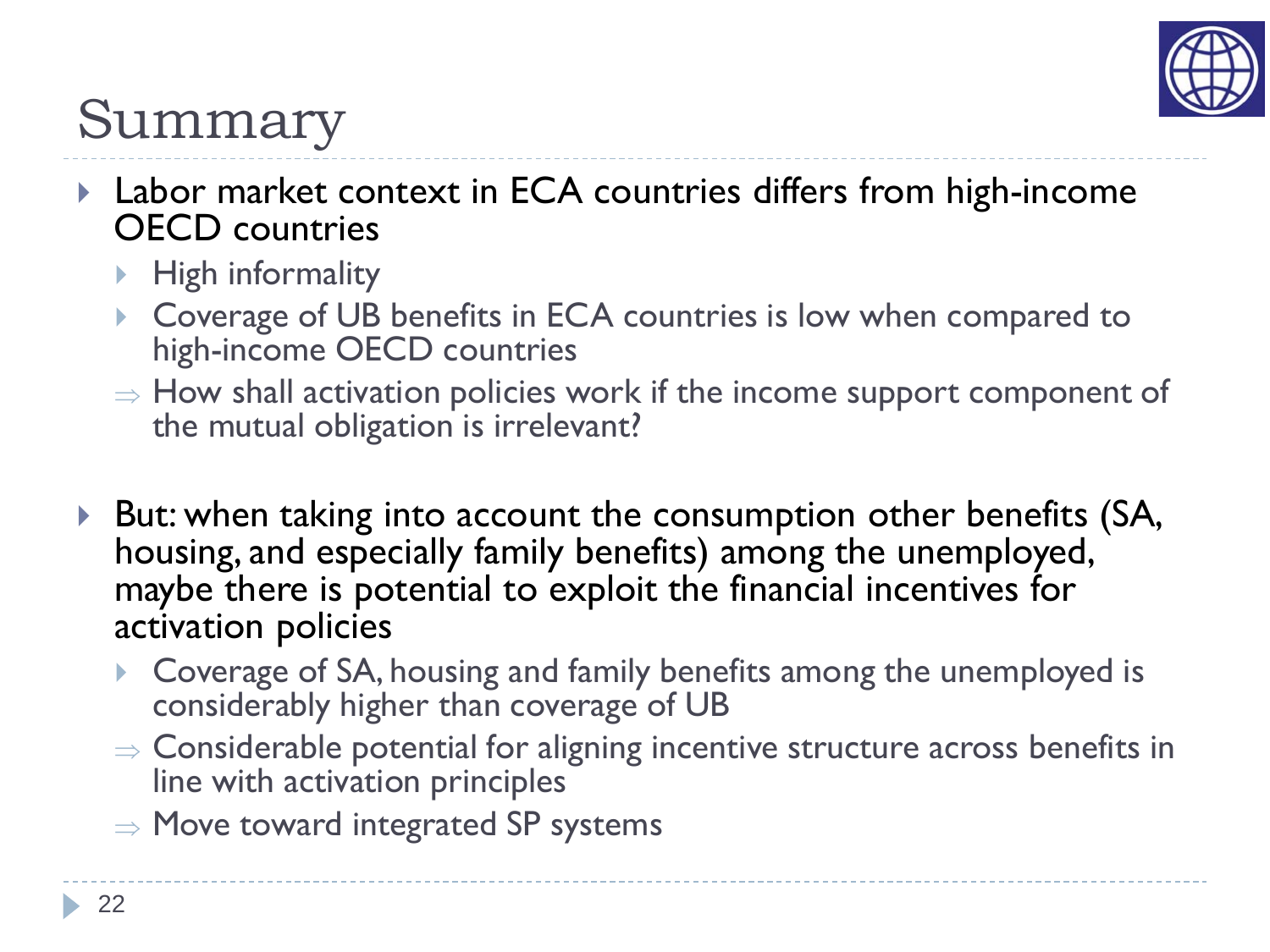# Summary

- Labor market context in ECA countries differs from high-income OECD countries
  - High informality
  - Coverage of UB benefits in ECA countries is low when compared to high-income OECD countries
  - ⇒ How shall activation policies work if the income support component of the mutual obligation is irrelevant?

- But: when taking into account the consumption other benefits (SA, housing, and especially family benefits) among the unemployed, maybe there is potential to exploit the financial incentives for activation policies
  - Coverage of SA, housing and family benefits among the unemployed is considerably higher than coverage of UB
  - ⇒ Considerable potential for aligning incentive structure across benefits in line with activation principles
  - ⇒ Move toward integrated SP systems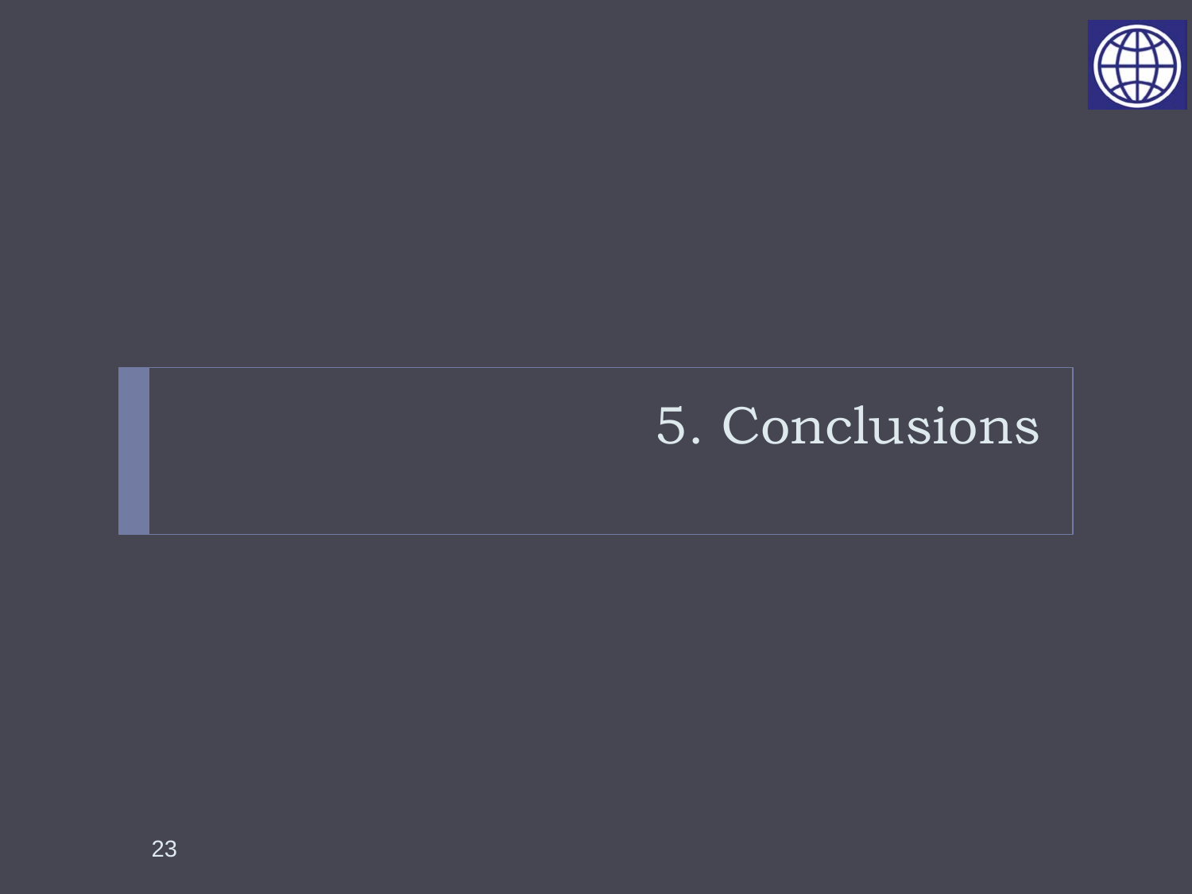# 5. Conclusions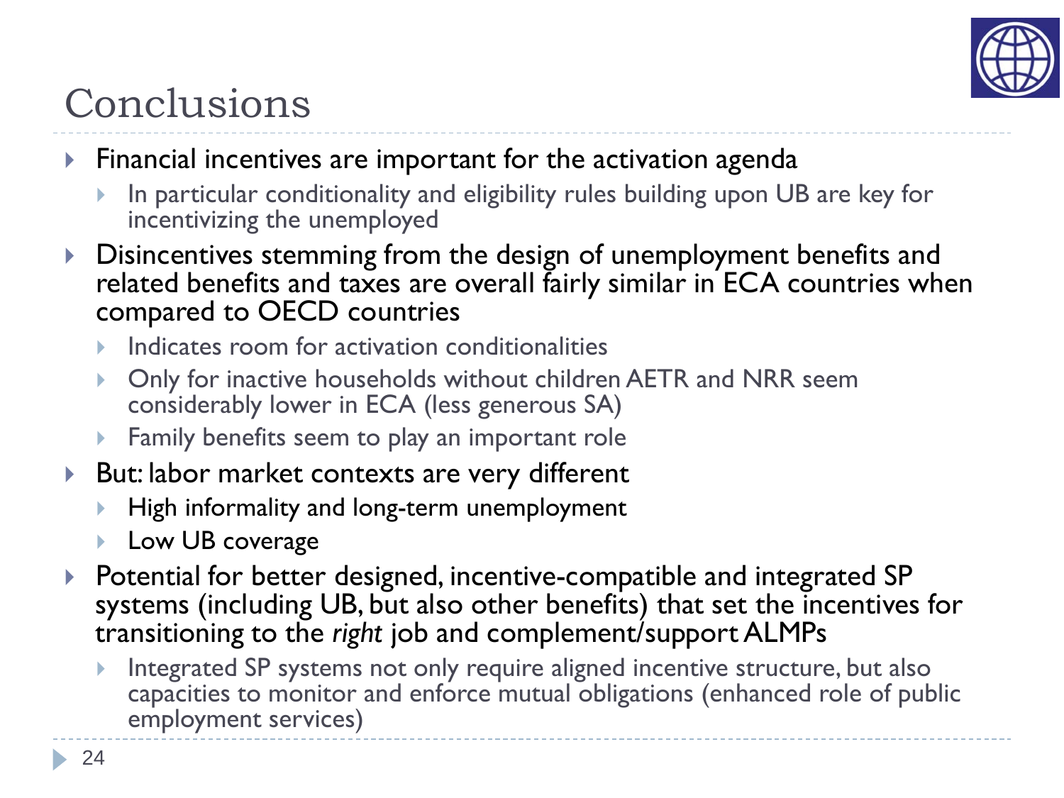# Conclusions

- Financial incentives are important for the activation agenda
  - In particular conditionality and eligibility rules building upon UB are key for incentivizing the unemployed
- Disincentives stemming from the design of unemployment benefits and related benefits and taxes are overall fairly similar in ECA countries when compared to OECD countries
  - Indicates room for activation conditionalities
  - Only for inactive households without children AETR and NRR seem considerably lower in ECA (less generous SA)
  - Family benefits seem to play an important role
- But: labor market contexts are very different
  - High informality and long-term unemployment
  - Low UB coverage
- Potential for better designed, incentive-compatible and integrated SP systems (including UB, but also other benefits) that set the incentives for transitioning to the *right* job and complement/support ALMPs
  - Integrated SP systems not only require aligned incentive structure, but also capacities to monitor and enforce mutual obligations (enhanced role of public employment services)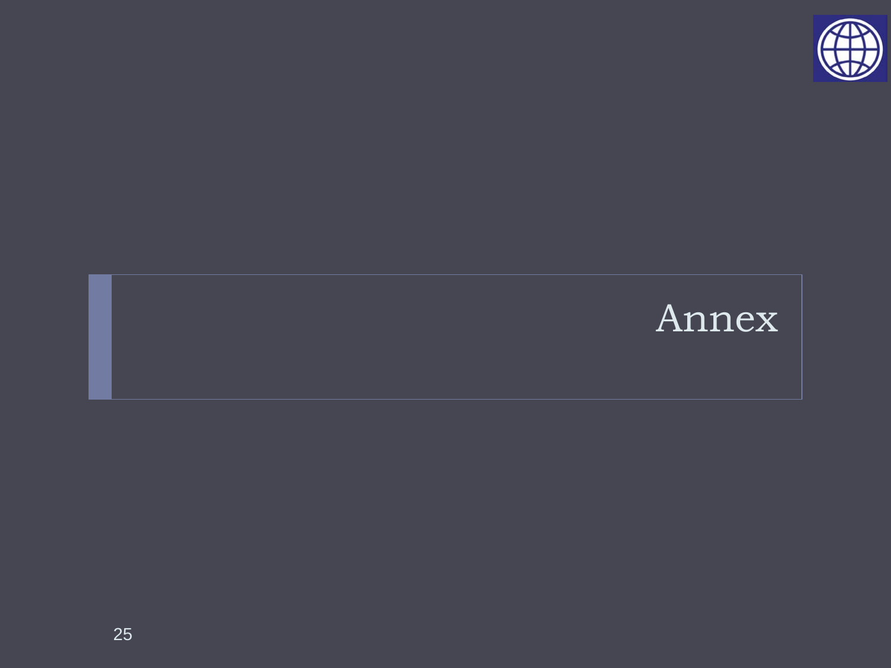# Annex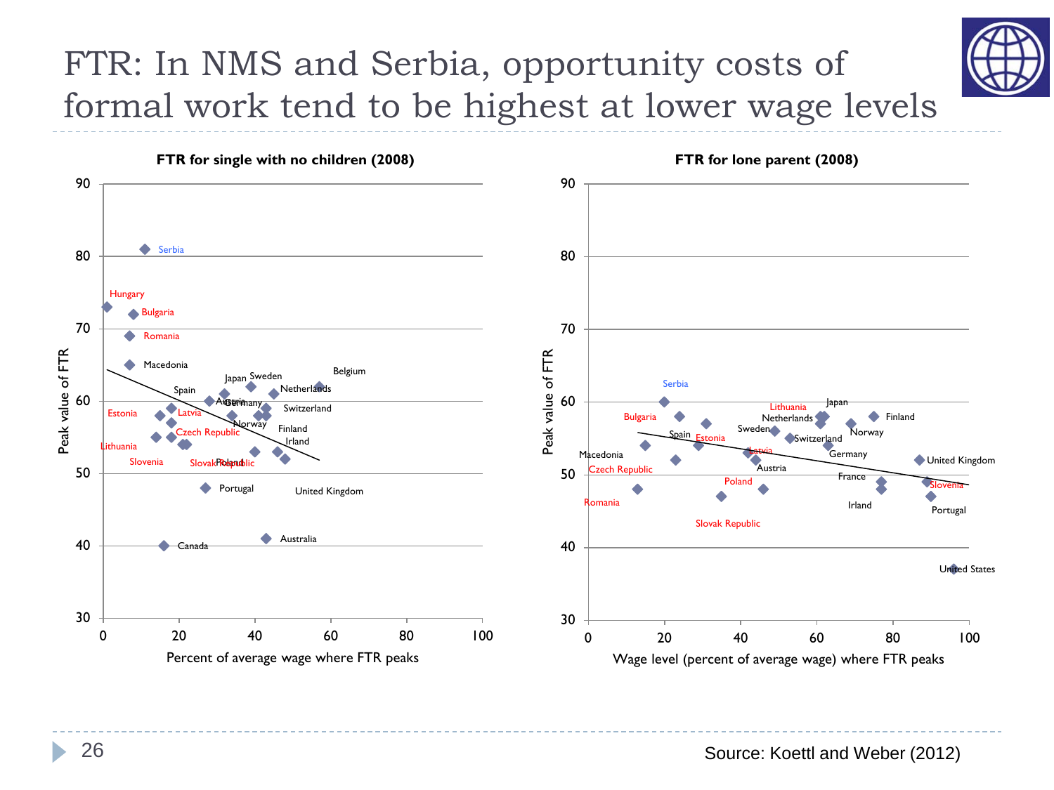# FTR: In NMS and Serbia, opportunity costs of formal work tend to be highest at lower wage levels

**FTR for single with no children (2008)**

**FTR for lone parent (2008)**

Source: Koettl and Weber (2012)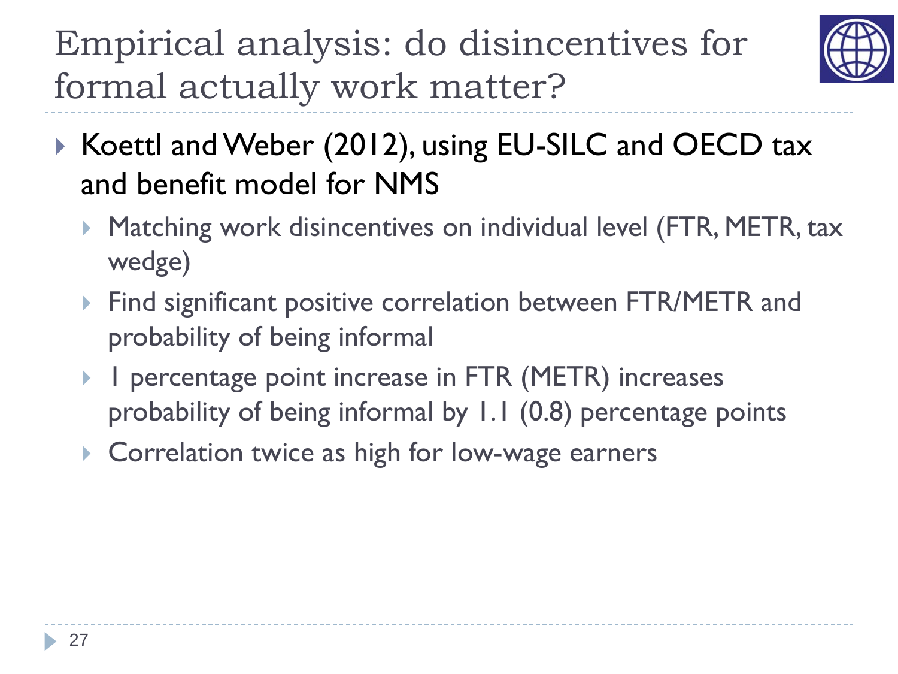# Empirical analysis: do disincentives for formal actually work matter?

- Koettl and Weber (2012), using EU-SILC and OECD tax and benefit model for NMS
  - Matching work disincentives on individual level (FTR, METR, tax wedge)
  - Find significant positive correlation between FTR/METR and probability of being informal
  - 1 percentage point increase in FTR (METR) increases probability of being informal by 1.1 (0.8) percentage points
  - Correlation twice as high for low-wage earners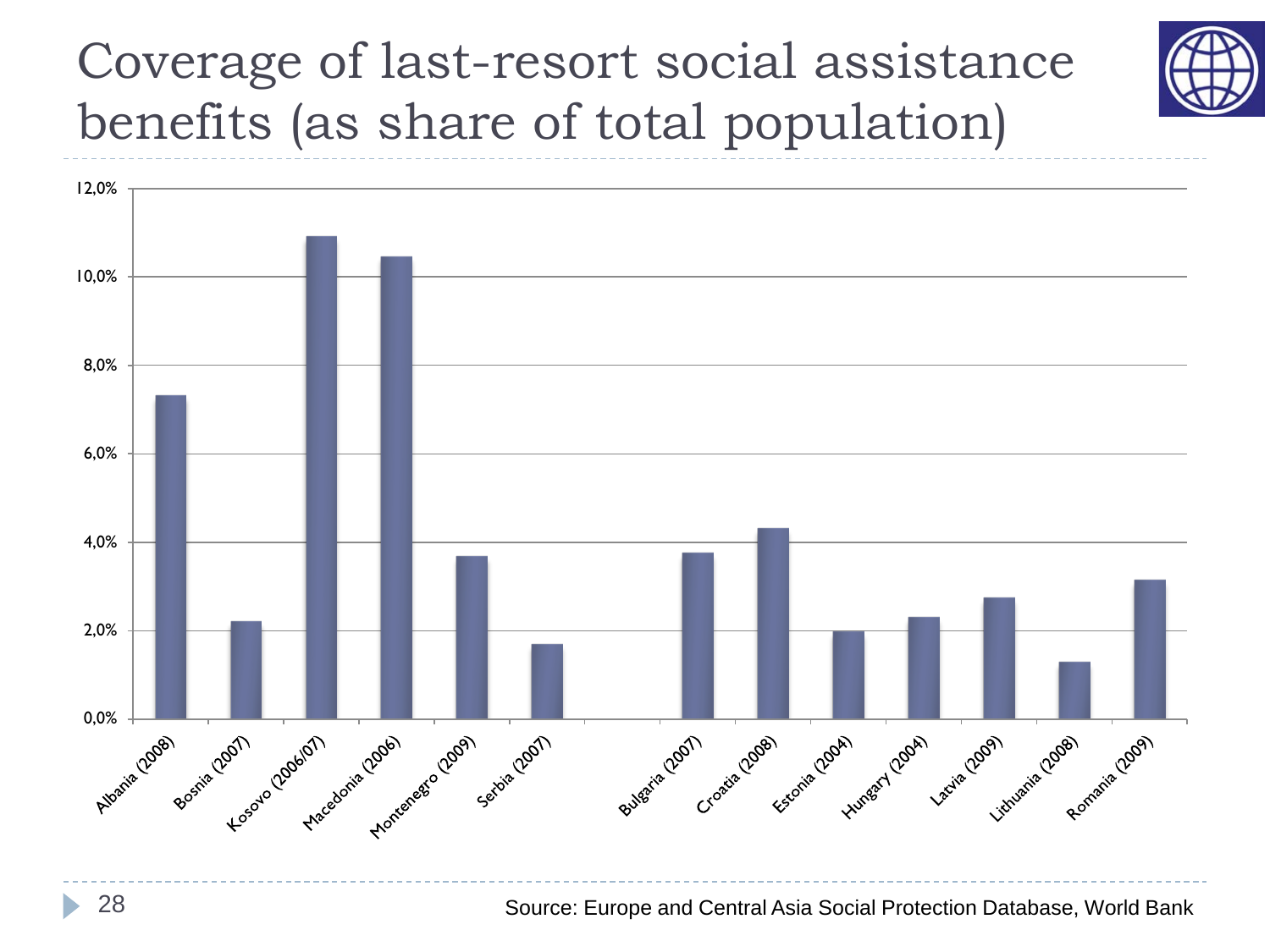# Coverage of last-resort social assistance benefits (as share of total population)

| Country (year) | Coverage |
|---|---|
| Albania (2008) | 7.3% |
| Bosnia (2007) | 2.2% |
| Kosovo (2006/07) | 10.9% |
| Macedonia (2006) | 10.5% |
| Montenegro (2009) | 3.7% |
| Serbia (2007) | 1.7% |
| Bulgaria (2007) | 3.8% |
| Croatia (2008) | 4.3% |
| Estonia (2004) | 2.0% |
| Hungary (2004) | 2.3% |
| Latvia (2009) | 2.8% |
| Lithuania (2008) | 1.3% |
| Romania (2009) | 3.2% |

Source: Europe and Central Asia Social Protection Database, World Bank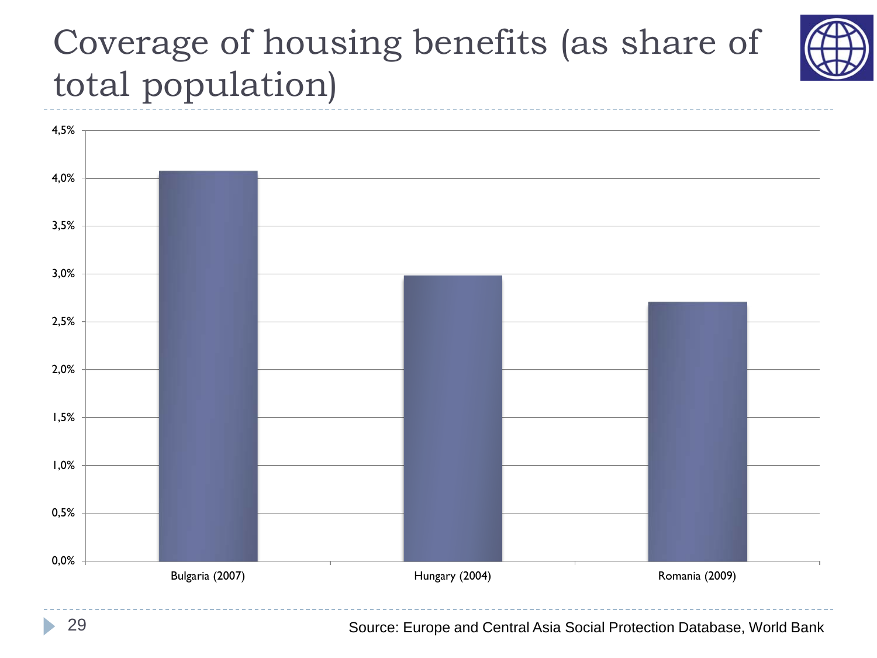# Coverage of housing benefits (as share of total population)

4,5%
4,0%
3,5%
3,0%
2,5%
2,0%
1,5%
1,0%
0,5%
0,0%

Bulgaria (2007) Hungary (2004) Romania (2009)

Source: Europe and Central Asia Social Protection Database, World Bank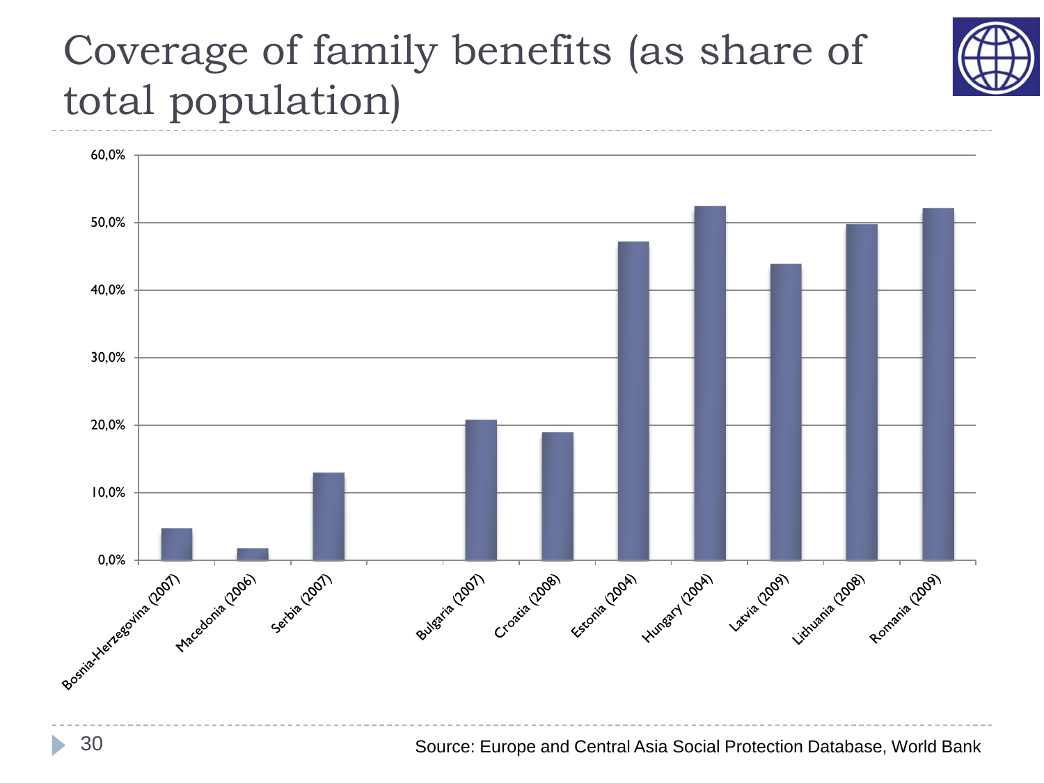# Coverage of family benefits (as share of total population)

60,0%
50,0%
40,0%
30,0%
20,0%
10,0%
0,0%

Bosnia-Herzegovina (2007)
Macedonia (2006)
Serbia (2007)
Bulgaria (2007)
Croatia (2008)
Estonia (2004)
Hungary (2004)
Latvia (2009)
Lithuania (2008)
Romania (2009)

Source: Europe and Central Asia Social Protection Database, World Bank